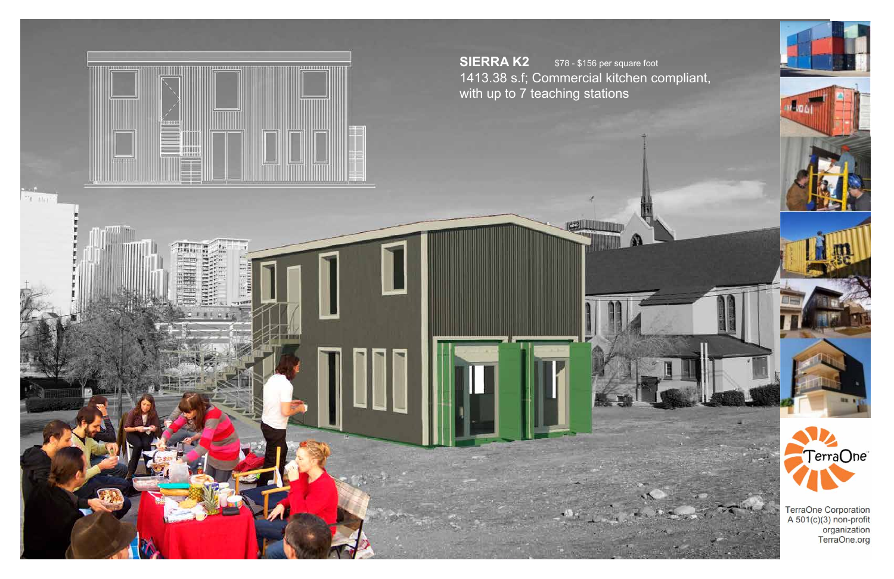**SIERRA K2** $78 - $156 per square foot

1413.38 s.f; Commercial kitchen compliant, with up to 7 teaching stations

TerraOne

TerraOne Corporation
A 501(c)(3) non-profit organization
TerraOne.org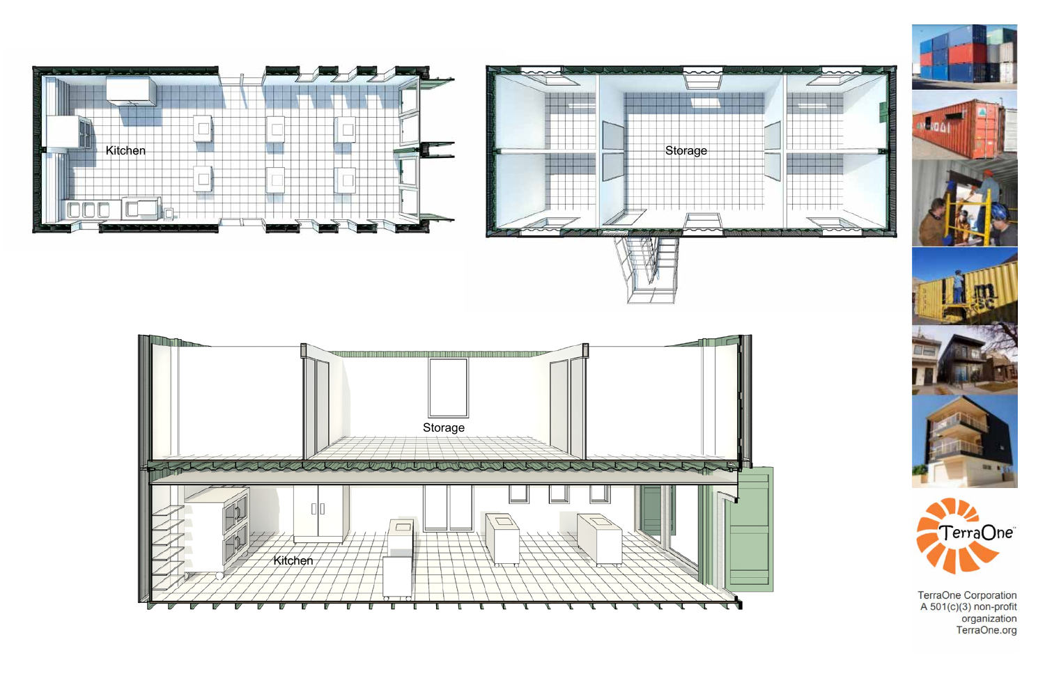Kitchen

Storage

Storage

Kitchen

TerraOne

TerraOne Corporation
A 501(c)(3) non-profit
organization
TerraOne.org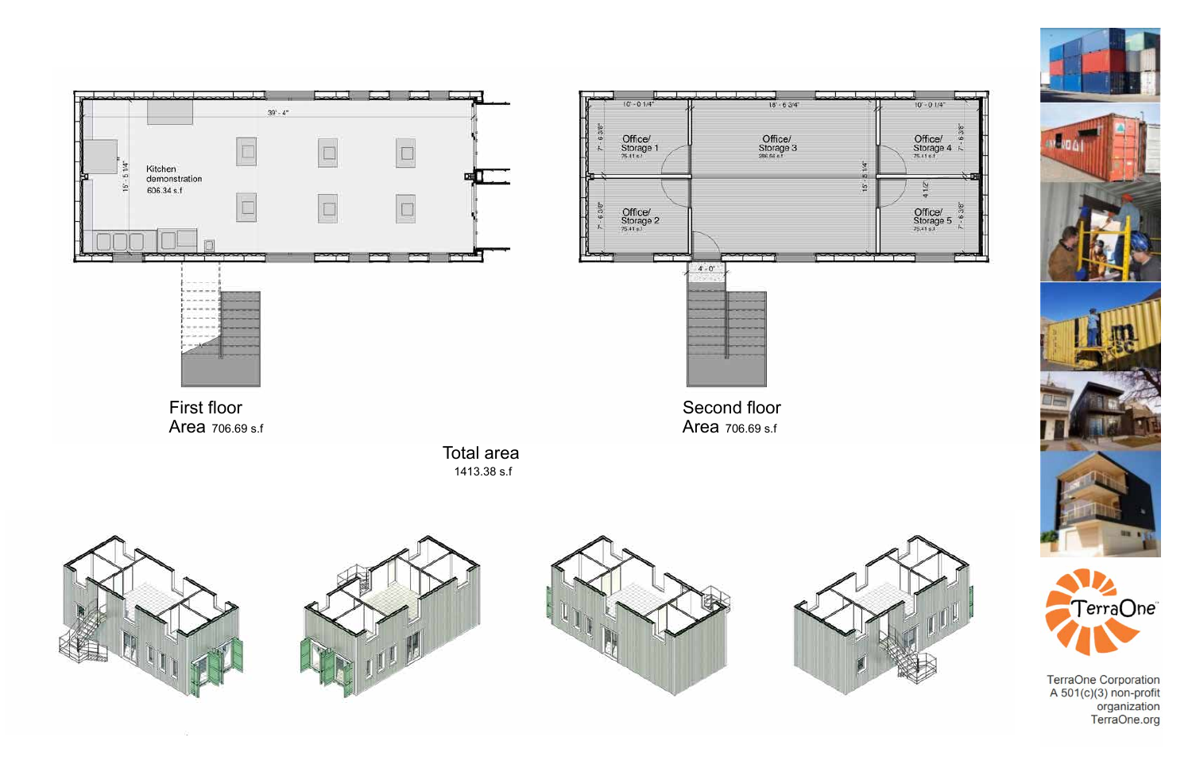First floor
Area 706.69 s.f

Kitchen demonstration
606.34 s.f

39' - 4"

15' - 5 1/4"

Second floor
Area 706.69 s.f

Office/ Storage 1
75.41 s.f

Office/ Storage 2
75.41 s.f

Office/ Storage 3
286.62 s.f

Office/ Storage 4
75.41 s.f

Office/ Storage 5
75.41 s.f

10' - 0 1/4"

18' - 6 3/4"

10' - 0 1/4"

7' - 6 3/8"

15' - 5 1/4"

4 1/2"

4' - 0"

Total area
1413.38 s.f

TerraOne

TerraOne Corporation
A 501(c)(3) non-profit organization
TerraOne.org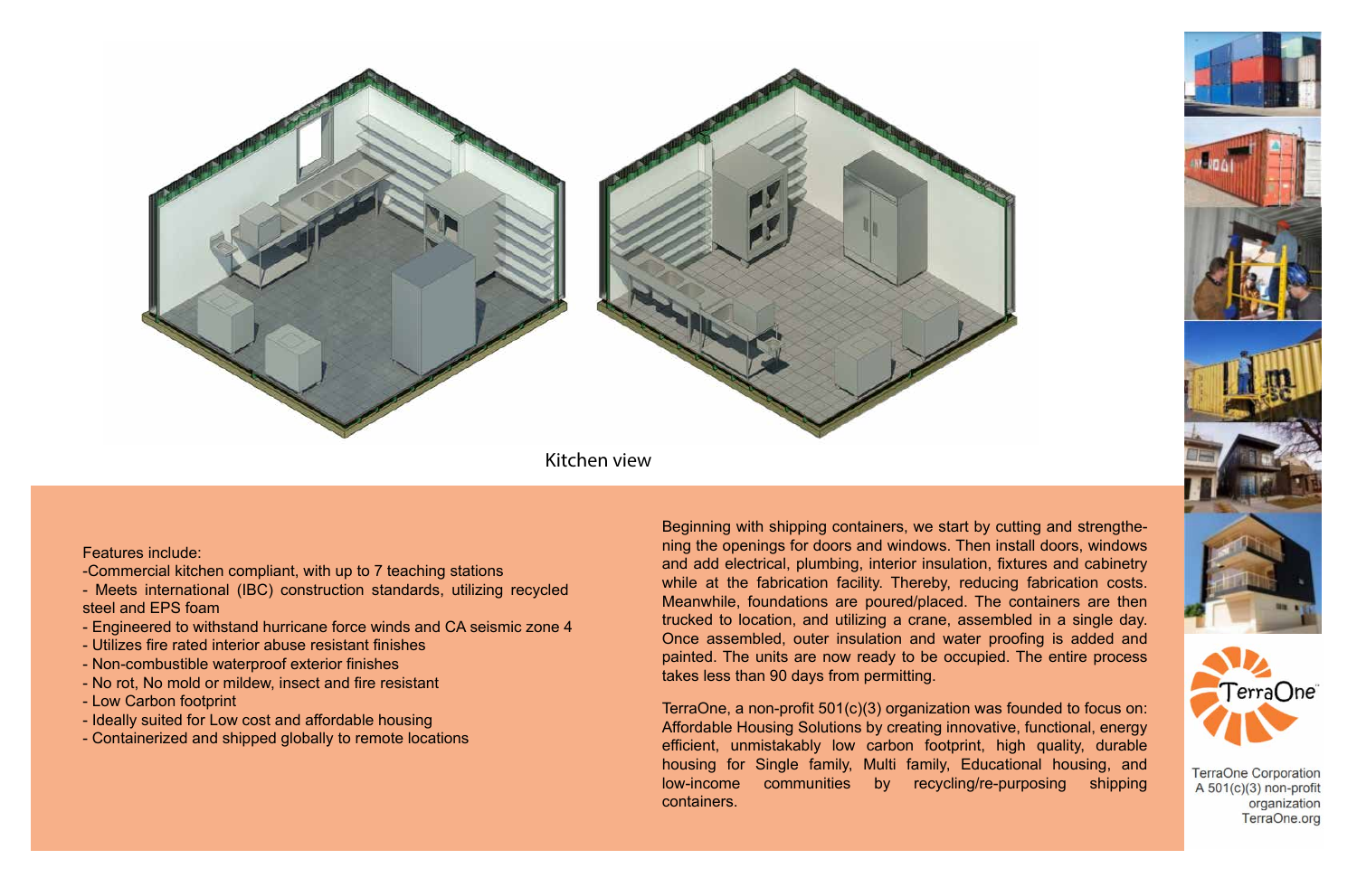Kitchen view

Features include:

- Commercial kitchen compliant, with up to 7 teaching stations
- Meets international (IBC) construction standards, utilizing recycled steel and EPS foam
- Engineered to withstand hurricane force winds and CA seismic zone 4
- Utilizes fire rated interior abuse resistant finishes
- Non-combustible waterproof exterior finishes
- No rot, No mold or mildew, insect and fire resistant
- Low Carbon footprint
- Ideally suited for Low cost and affordable housing
- Containerized and shipped globally to remote locations

Beginning with shipping containers, we start by cutting and strengthening the openings for doors and windows. Then install doors, windows and add electrical, plumbing, interior insulation, fixtures and cabinetry while at the fabrication facility. Thereby, reducing fabrication costs. Meanwhile, foundations are poured/placed. The containers are then trucked to location, and utilizing a crane, assembled in a single day. Once assembled, outer insulation and water proofing is added and painted. The units are now ready to be occupied. The entire process takes less than 90 days from permitting.

TerraOne, a non-profit 501(c)(3) organization was founded to focus on: Affordable Housing Solutions by creating innovative, functional, energy efficient, unmistakably low carbon footprint, high quality, durable housing for Single family, Multi family, Educational housing, and low-income communities by recycling/re-purposing shipping containers.

TerraOne

TerraOne Corporation
A 501(c)(3) non-profit organization
TerraOne.org